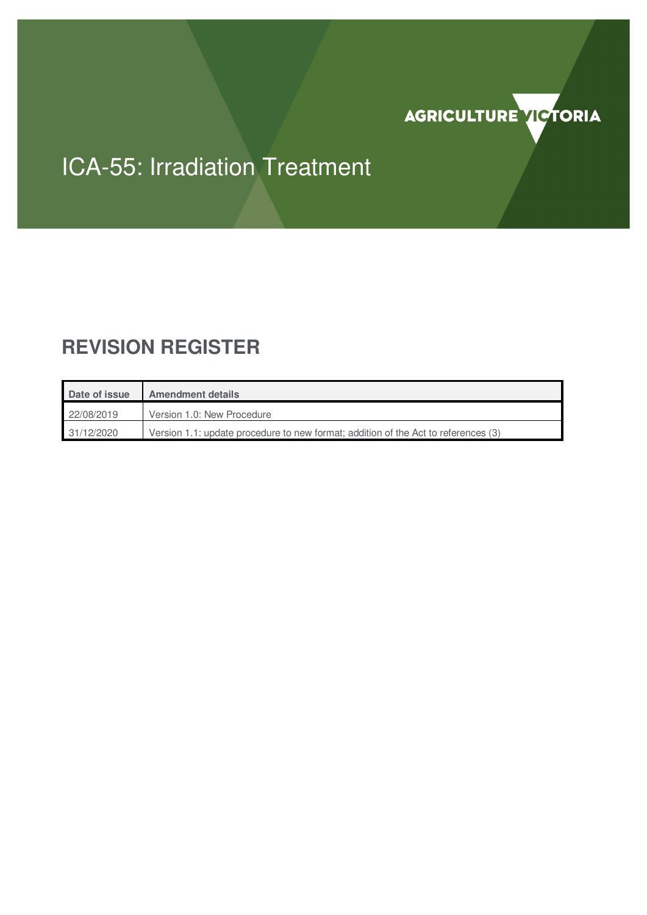AGRICULTURE VICTORIA

# ICA-55: Irradiation Treatment

## REVISION REGISTER

| Date of issue | Amendment details |
| --- | --- |
| 22/08/2019 | Version 1.0: New Procedure |
| 31/12/2020 | Version 1.1: update procedure to new format; addition of the Act to references (3) |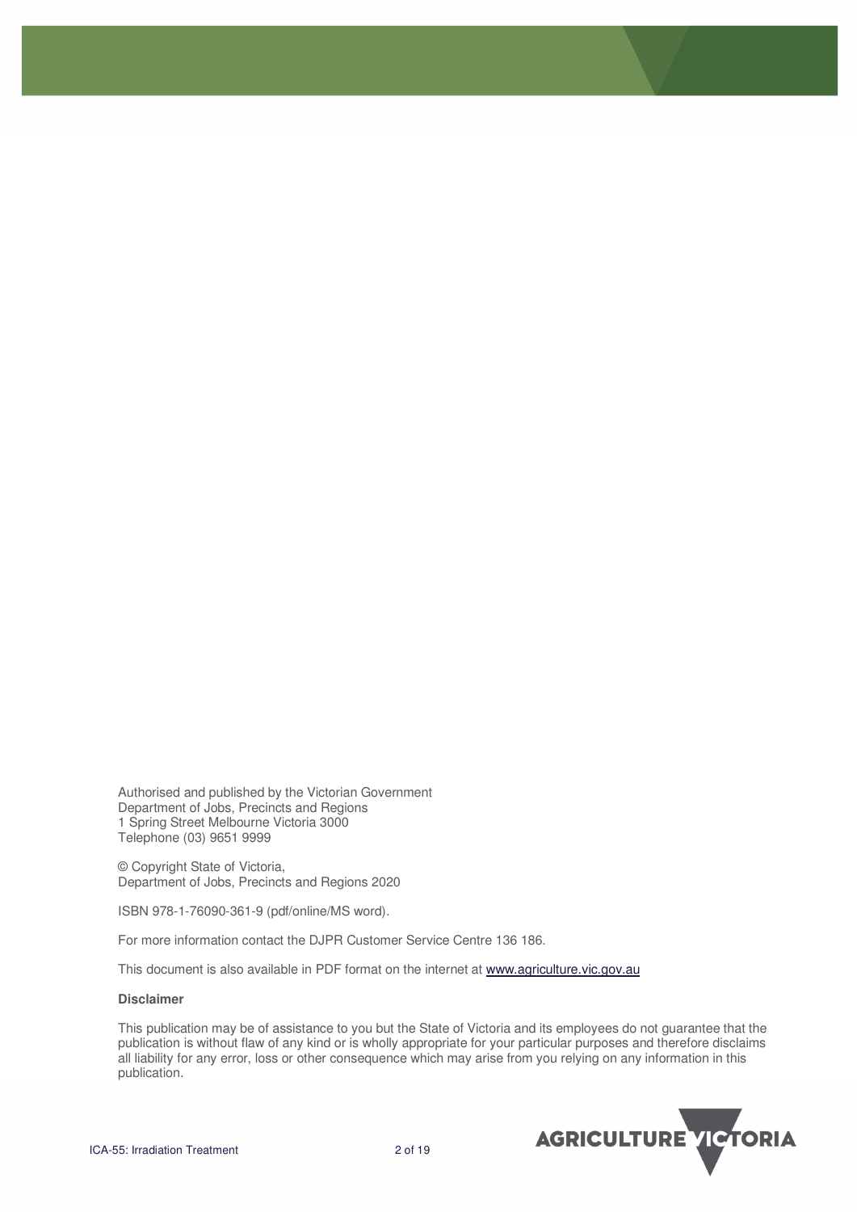Authorised and published by the Victorian Government
Department of Jobs, Precincts and Regions
1 Spring Street Melbourne Victoria 3000
Telephone (03) 9651 9999

© Copyright State of Victoria,
Department of Jobs, Precincts and Regions 2020

ISBN 978-1-76090-361-9 (pdf/online/MS word).

For more information contact the DJPR Customer Service Centre 136 186.

This document is also available in PDF format on the internet at www.agriculture.vic.gov.au

**Disclaimer**

This publication may be of assistance to you but the State of Victoria and its employees do not guarantee that the publication is without flaw of any kind or is wholly appropriate for your particular purposes and therefore disclaims all liability for any error, loss or other consequence which may arise from you relying on any information in this publication.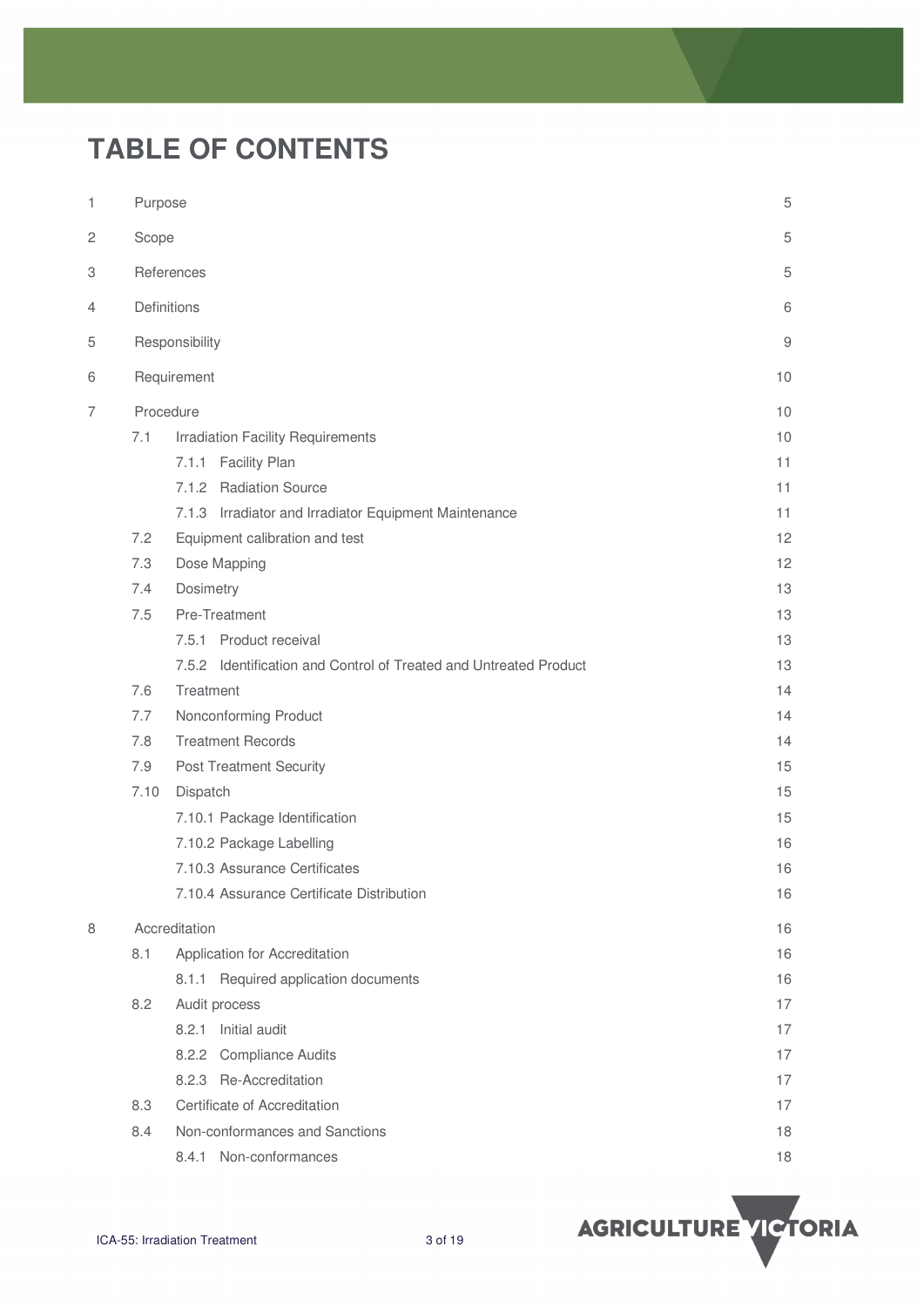# TABLE OF CONTENTS

| | | |
|---|---|---|
| 1 | Purpose | 5 |
| 2 | Scope | 5 |
| 3 | References | 5 |
| 4 | Definitions | 6 |
| 5 | Responsibility | 9 |
| 6 | Requirement | 10 |
| 7 | Procedure | 10 |
| 7.1 | Irradiation Facility Requirements | 10 |
| 7.1.1 | Facility Plan | 11 |
| 7.1.2 | Radiation Source | 11 |
| 7.1.3 | Irradiator and Irradiator Equipment Maintenance | 11 |
| 7.2 | Equipment calibration and test | 12 |
| 7.3 | Dose Mapping | 12 |
| 7.4 | Dosimetry | 13 |
| 7.5 | Pre-Treatment | 13 |
| 7.5.1 | Product receival | 13 |
| 7.5.2 | Identification and Control of Treated and Untreated Product | 13 |
| 7.6 | Treatment | 14 |
| 7.7 | Nonconforming Product | 14 |
| 7.8 | Treatment Records | 14 |
| 7.9 | Post Treatment Security | 15 |
| 7.10 | Dispatch | 15 |
| 7.10.1 | Package Identification | 15 |
| 7.10.2 | Package Labelling | 16 |
| 7.10.3 | Assurance Certificates | 16 |
| 7.10.4 | Assurance Certificate Distribution | 16 |
| 8 | Accreditation | 16 |
| 8.1 | Application for Accreditation | 16 |
| 8.1.1 | Required application documents | 16 |
| 8.2 | Audit process | 17 |
| 8.2.1 | Initial audit | 17 |
| 8.2.2 | Compliance Audits | 17 |
| 8.2.3 | Re-Accreditation | 17 |
| 8.3 | Certificate of Accreditation | 17 |
| 8.4 | Non-conformances and Sanctions | 18 |
| 8.4.1 | Non-conformances | 18 |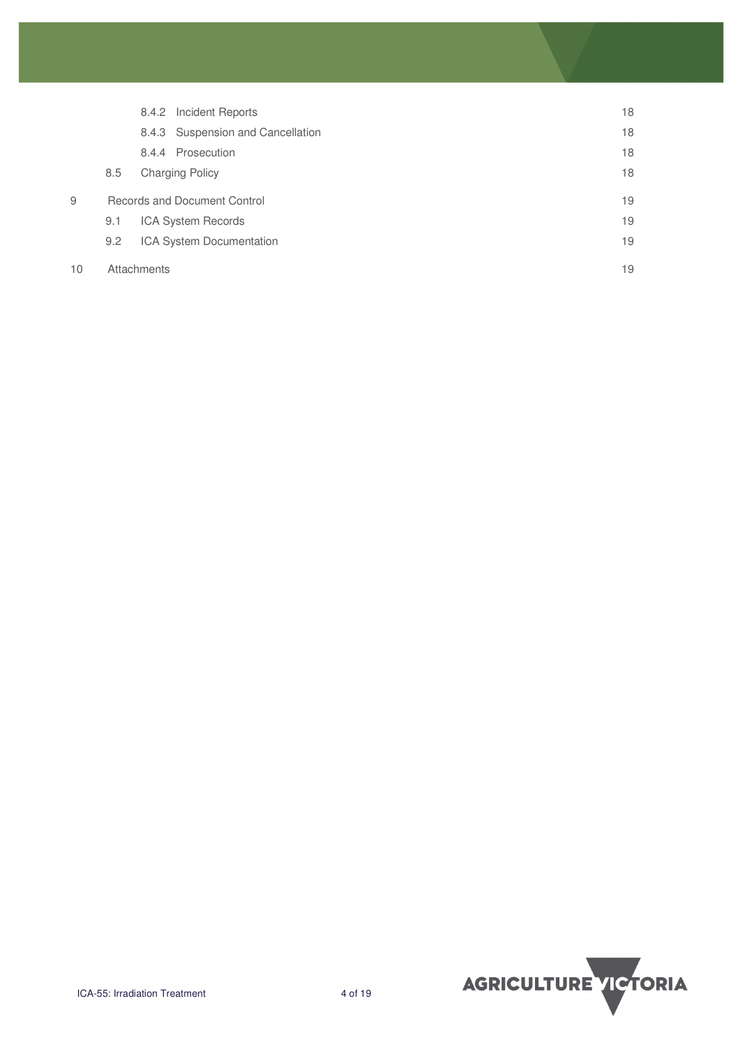8.4.2 Incident Reports 18

8.4.3 Suspension and Cancellation 18

8.4.4 Prosecution 18

8.5 Charging Policy 18

9 Records and Document Control 19

9.1 ICA System Records 19

9.2 ICA System Documentation 19

10 Attachments 19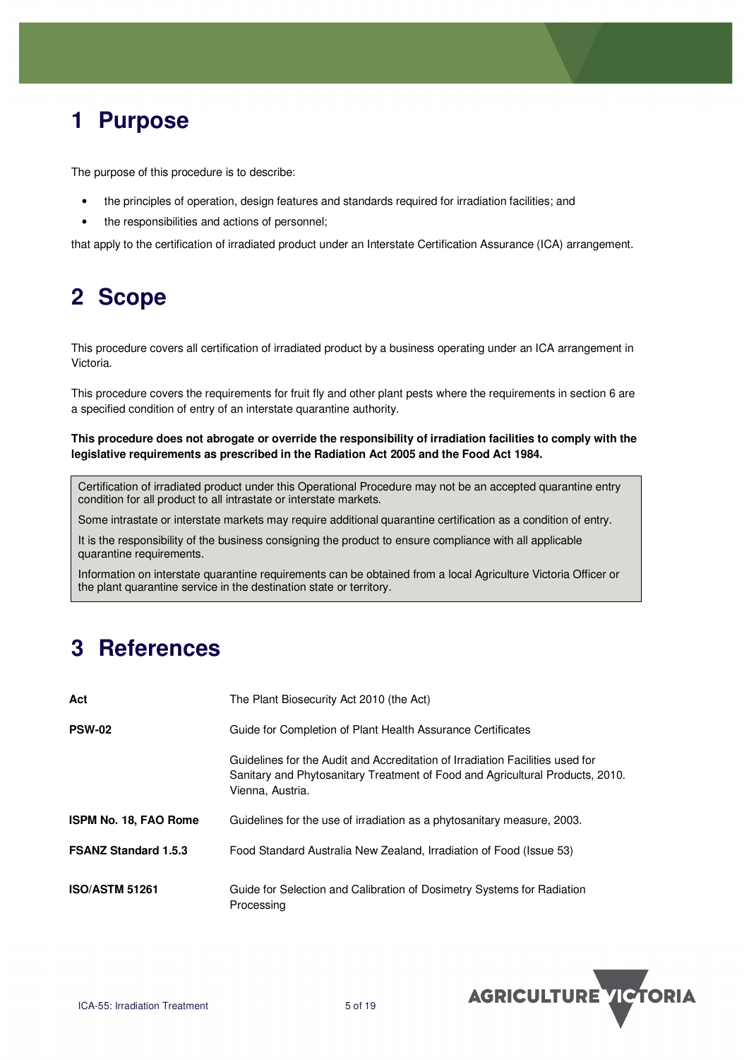# 1 Purpose

The purpose of this procedure is to describe:

- the principles of operation, design features and standards required for irradiation facilities; and
- the responsibilities and actions of personnel;

that apply to the certification of irradiated product under an Interstate Certification Assurance (ICA) arrangement.

# 2 Scope

This procedure covers all certification of irradiated product by a business operating under an ICA arrangement in Victoria.

This procedure covers the requirements for fruit fly and other plant pests where the requirements in section 6 are a specified condition of entry of an interstate quarantine authority.

**This procedure does not abrogate or override the responsibility of irradiation facilities to comply with the legislative requirements as prescribed in the Radiation Act 2005 and the Food Act 1984.**

Certification of irradiated product under this Operational Procedure may not be an accepted quarantine entry condition for all product to all intrastate or interstate markets.

Some intrastate or interstate markets may require additional quarantine certification as a condition of entry.

It is the responsibility of the business consigning the product to ensure compliance with all applicable quarantine requirements.

Information on interstate quarantine requirements can be obtained from a local Agriculture Victoria Officer or the plant quarantine service in the destination state or territory.

# 3 References

| | |
|---|---|
| **Act** | The Plant Biosecurity Act 2010 (the Act) |
| **PSW-02** | Guide for Completion of Plant Health Assurance Certificates |
| | Guidelines for the Audit and Accreditation of Irradiation Facilities used for Sanitary and Phytosanitary Treatment of Food and Agricultural Products, 2010. Vienna, Austria. |
| **ISPM No. 18, FAO Rome** | Guidelines for the use of irradiation as a phytosanitary measure, 2003. |
| **FSANZ Standard 1.5.3** | Food Standard Australia New Zealand, Irradiation of Food (Issue 53) |
| **ISO/ASTM 51261** | Guide for Selection and Calibration of Dosimetry Systems for Radiation Processing |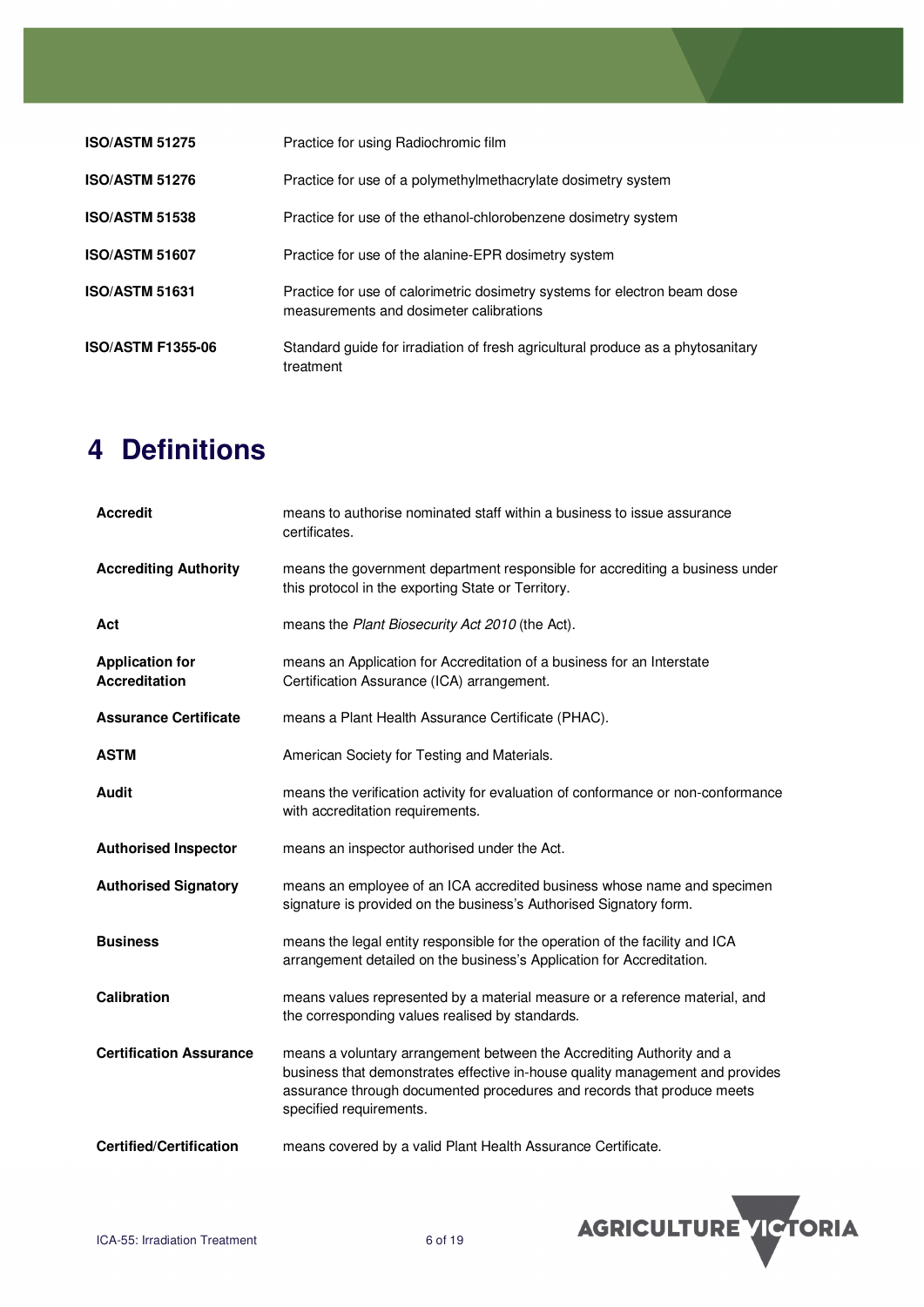| | |
|---|---|
| **ISO/ASTM 51275** | Practice for using Radiochromic film |
| **ISO/ASTM 51276** | Practice for use of a polymethylmethacrylate dosimetry system |
| **ISO/ASTM 51538** | Practice for use of the ethanol-chlorobenzene dosimetry system |
| **ISO/ASTM 51607** | Practice for use of the alanine-EPR dosimetry system |
| **ISO/ASTM 51631** | Practice for use of calorimetric dosimetry systems for electron beam dose measurements and dosimeter calibrations |
| **ISO/ASTM F1355-06** | Standard guide for irradiation of fresh agricultural produce as a phytosanitary treatment |

# 4 Definitions

| | |
|---|---|
| **Accredit** | means to authorise nominated staff within a business to issue assurance certificates. |
| **Accrediting Authority** | means the government department responsible for accrediting a business under this protocol in the exporting State or Territory. |
| **Act** | means the *Plant Biosecurity Act 2010* (the Act). |
| **Application for Accreditation** | means an Application for Accreditation of a business for an Interstate Certification Assurance (ICA) arrangement. |
| **Assurance Certificate** | means a Plant Health Assurance Certificate (PHAC). |
| **ASTM** | American Society for Testing and Materials. |
| **Audit** | means the verification activity for evaluation of conformance or non-conformance with accreditation requirements. |
| **Authorised Inspector** | means an inspector authorised under the Act. |
| **Authorised Signatory** | means an employee of an ICA accredited business whose name and specimen signature is provided on the business's Authorised Signatory form. |
| **Business** | means the legal entity responsible for the operation of the facility and ICA arrangement detailed on the business's Application for Accreditation. |
| **Calibration** | means values represented by a material measure or a reference material, and the corresponding values realised by standards. |
| **Certification Assurance** | means a voluntary arrangement between the Accrediting Authority and a business that demonstrates effective in-house quality management and provides assurance through documented procedures and records that produce meets specified requirements. |
| **Certified/Certification** | means covered by a valid Plant Health Assurance Certificate. |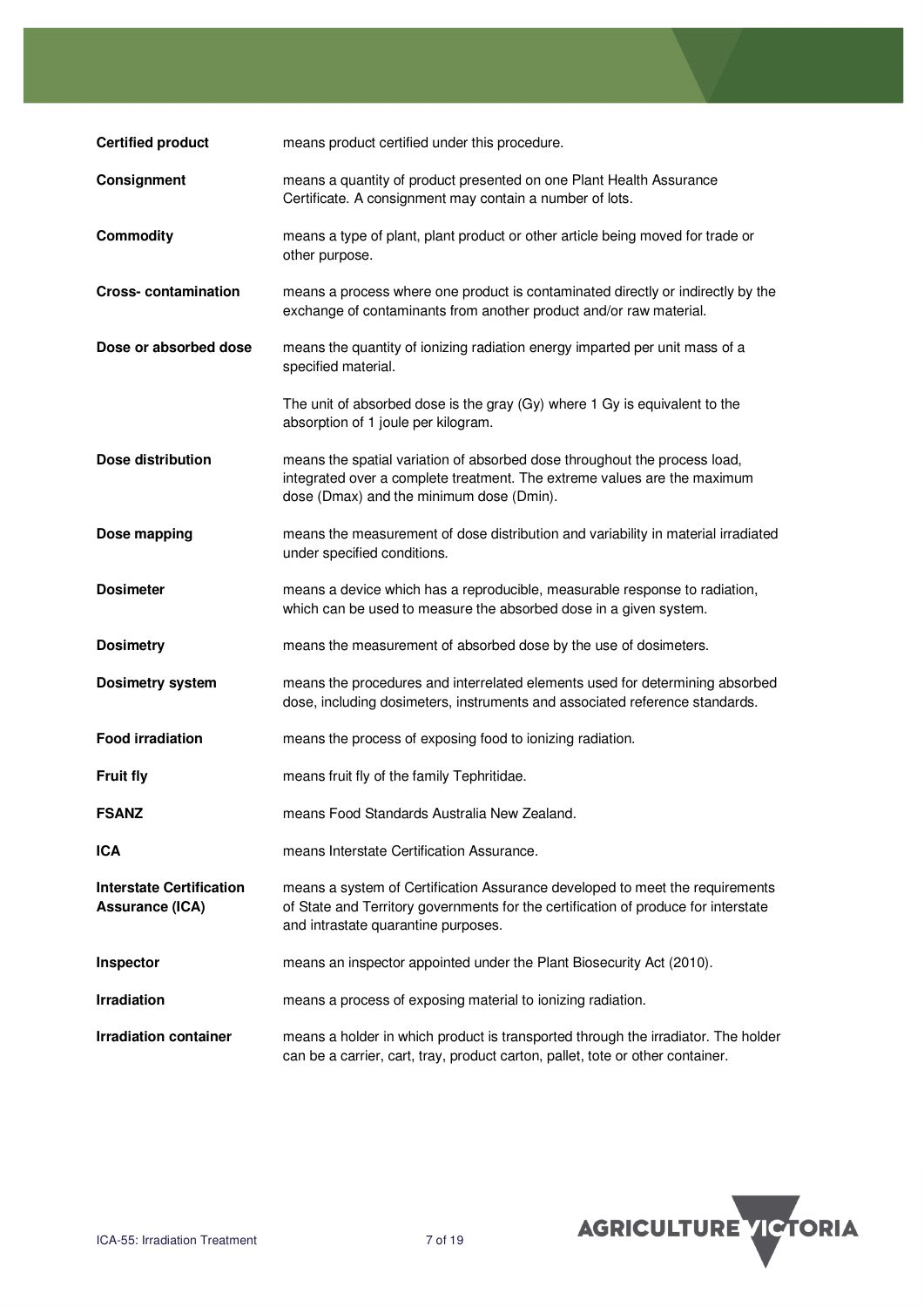| | |
|---|---|
| **Certified product** | means product certified under this procedure. |
| **Consignment** | means a quantity of product presented on one Plant Health Assurance Certificate. A consignment may contain a number of lots. |
| **Commodity** | means a type of plant, plant product or other article being moved for trade or other purpose. |
| **Cross- contamination** | means a process where one product is contaminated directly or indirectly by the exchange of contaminants from another product and/or raw material. |
| **Dose or absorbed dose** | means the quantity of ionizing radiation energy imparted per unit mass of a specified material. The unit of absorbed dose is the gray (Gy) where 1 Gy is equivalent to the absorption of 1 joule per kilogram. |
| **Dose distribution** | means the spatial variation of absorbed dose throughout the process load, integrated over a complete treatment. The extreme values are the maximum dose (Dmax) and the minimum dose (Dmin). |
| **Dose mapping** | means the measurement of dose distribution and variability in material irradiated under specified conditions. |
| **Dosimeter** | means a device which has a reproducible, measurable response to radiation, which can be used to measure the absorbed dose in a given system. |
| **Dosimetry** | means the measurement of absorbed dose by the use of dosimeters. |
| **Dosimetry system** | means the procedures and interrelated elements used for determining absorbed dose, including dosimeters, instruments and associated reference standards. |
| **Food irradiation** | means the process of exposing food to ionizing radiation. |
| **Fruit fly** | means fruit fly of the family Tephritidae. |
| **FSANZ** | means Food Standards Australia New Zealand. |
| **ICA** | means Interstate Certification Assurance. |
| **Interstate Certification Assurance (ICA)** | means a system of Certification Assurance developed to meet the requirements of State and Territory governments for the certification of produce for interstate and intrastate quarantine purposes. |
| **Inspector** | means an inspector appointed under the Plant Biosecurity Act (2010). |
| **Irradiation** | means a process of exposing material to ionizing radiation. |
| **Irradiation container** | means a holder in which product is transported through the irradiator. The holder can be a carrier, cart, tray, product carton, pallet, tote or other container. |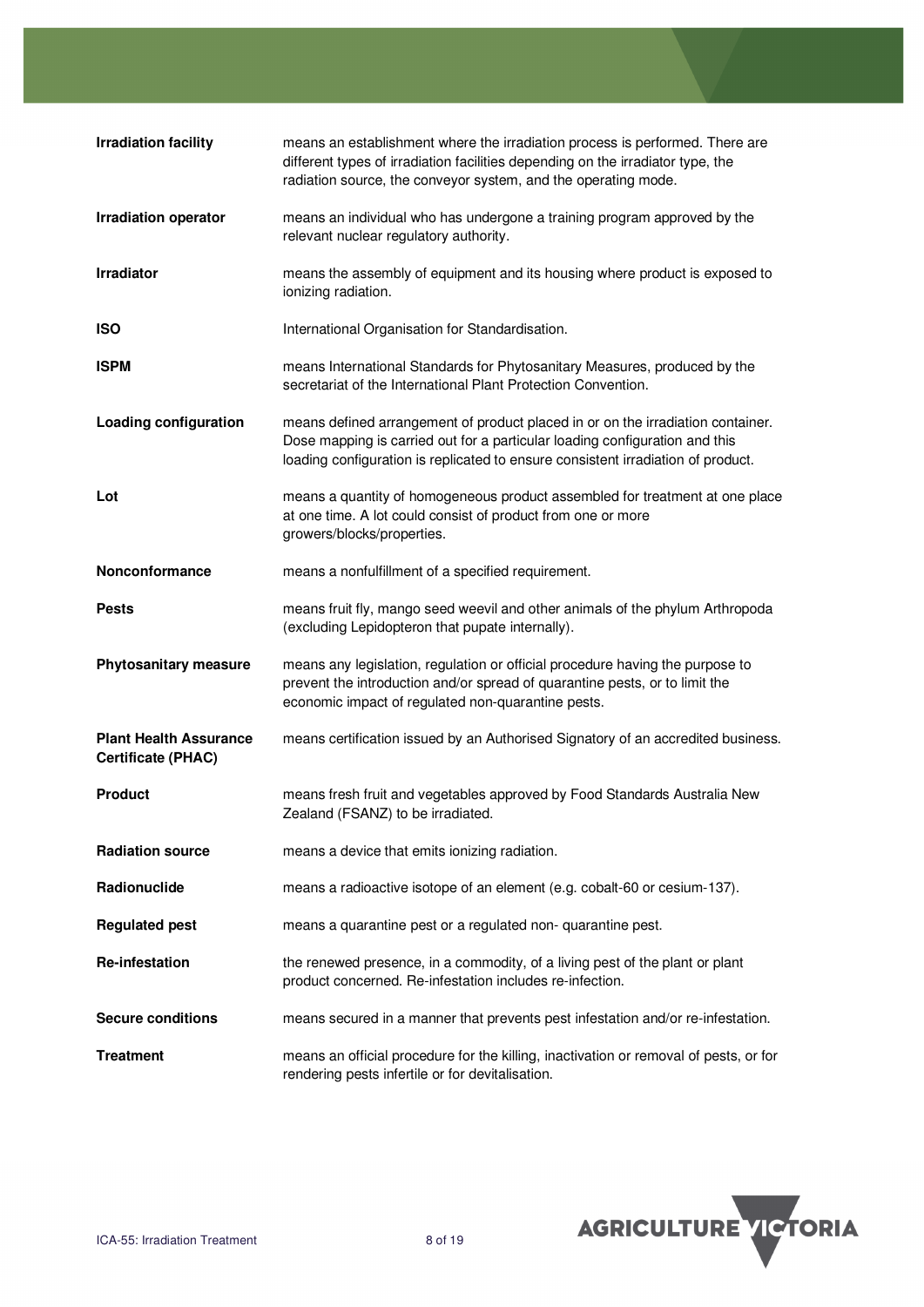| | |
|---|---|
| **Irradiation facility** | means an establishment where the irradiation process is performed. There are different types of irradiation facilities depending on the irradiator type, the radiation source, the conveyor system, and the operating mode. |
| **Irradiation operator** | means an individual who has undergone a training program approved by the relevant nuclear regulatory authority. |
| **Irradiator** | means the assembly of equipment and its housing where product is exposed to ionizing radiation. |
| **ISO** | International Organisation for Standardisation. |
| **ISPM** | means International Standards for Phytosanitary Measures, produced by the secretariat of the International Plant Protection Convention. |
| **Loading configuration** | means defined arrangement of product placed in or on the irradiation container. Dose mapping is carried out for a particular loading configuration and this loading configuration is replicated to ensure consistent irradiation of product. |
| **Lot** | means a quantity of homogeneous product assembled for treatment at one place at one time. A lot could consist of product from one or more growers/blocks/properties. |
| **Nonconformance** | means a nonfulfillment of a specified requirement. |
| **Pests** | means fruit fly, mango seed weevil and other animals of the phylum Arthropoda (excluding Lepidopteron that pupate internally). |
| **Phytosanitary measure** | means any legislation, regulation or official procedure having the purpose to prevent the introduction and/or spread of quarantine pests, or to limit the economic impact of regulated non-quarantine pests. |
| **Plant Health Assurance Certificate (PHAC)** | means certification issued by an Authorised Signatory of an accredited business. |
| **Product** | means fresh fruit and vegetables approved by Food Standards Australia New Zealand (FSANZ) to be irradiated. |
| **Radiation source** | means a device that emits ionizing radiation. |
| **Radionuclide** | means a radioactive isotope of an element (e.g. cobalt-60 or cesium-137). |
| **Regulated pest** | means a quarantine pest or a regulated non- quarantine pest. |
| **Re-infestation** | the renewed presence, in a commodity, of a living pest of the plant or plant product concerned. Re-infestation includes re-infection. |
| **Secure conditions** | means secured in a manner that prevents pest infestation and/or re-infestation. |
| **Treatment** | means an official procedure for the killing, inactivation or removal of pests, or for rendering pests infertile or for devitalisation. |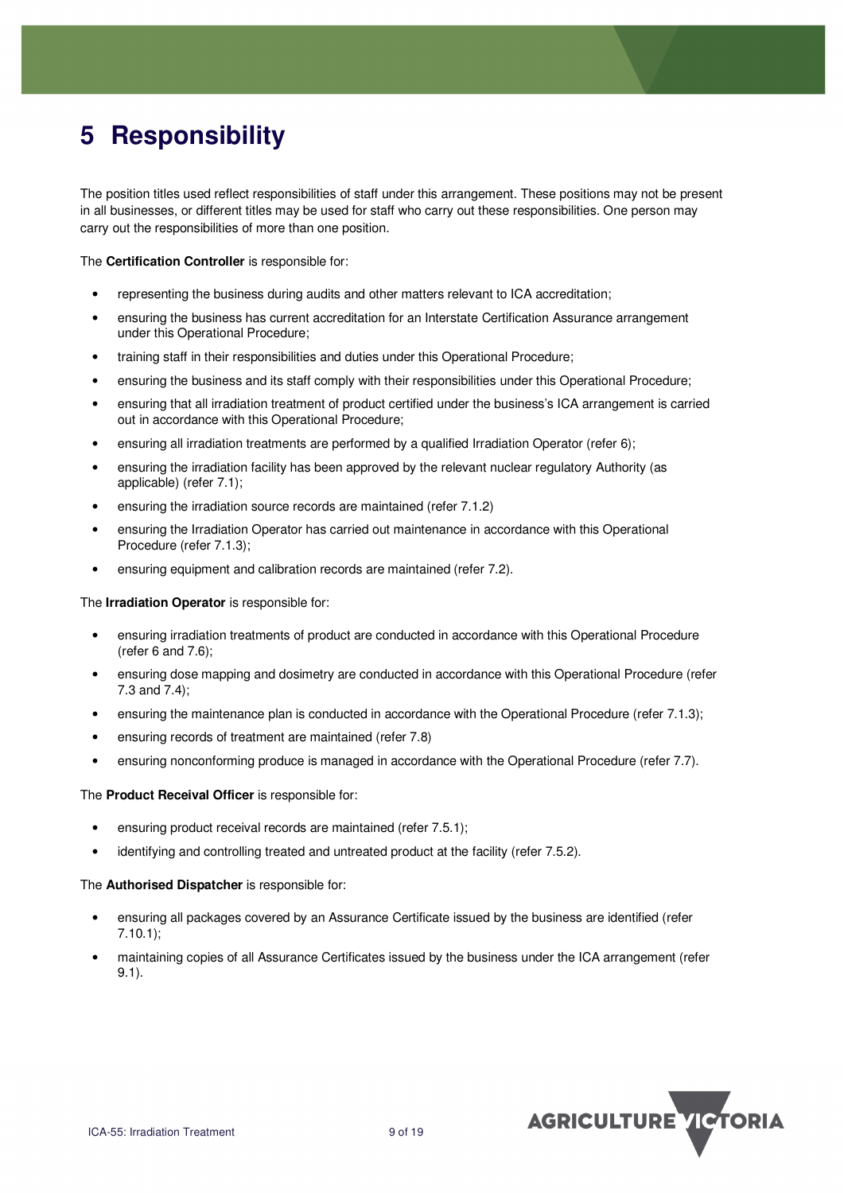# 5 Responsibility

The position titles used reflect responsibilities of staff under this arrangement. These positions may not be present in all businesses, or different titles may be used for staff who carry out these responsibilities. One person may carry out the responsibilities of more than one position.

The **Certification Controller** is responsible for:

- representing the business during audits and other matters relevant to ICA accreditation;
- ensuring the business has current accreditation for an Interstate Certification Assurance arrangement under this Operational Procedure;
- training staff in their responsibilities and duties under this Operational Procedure;
- ensuring the business and its staff comply with their responsibilities under this Operational Procedure;
- ensuring that all irradiation treatment of product certified under the business's ICA arrangement is carried out in accordance with this Operational Procedure;
- ensuring all irradiation treatments are performed by a qualified Irradiation Operator (refer 6);
- ensuring the irradiation facility has been approved by the relevant nuclear regulatory Authority (as applicable) (refer 7.1);
- ensuring the irradiation source records are maintained (refer 7.1.2)
- ensuring the Irradiation Operator has carried out maintenance in accordance with this Operational Procedure (refer 7.1.3);
- ensuring equipment and calibration records are maintained (refer 7.2).

The **Irradiation Operator** is responsible for:

- ensuring irradiation treatments of product are conducted in accordance with this Operational Procedure (refer 6 and 7.6);
- ensuring dose mapping and dosimetry are conducted in accordance with this Operational Procedure (refer 7.3 and 7.4);
- ensuring the maintenance plan is conducted in accordance with the Operational Procedure (refer 7.1.3);
- ensuring records of treatment are maintained (refer 7.8)
- ensuring nonconforming produce is managed in accordance with the Operational Procedure (refer 7.7).

The **Product Receival Officer** is responsible for:

- ensuring product receival records are maintained (refer 7.5.1);
- identifying and controlling treated and untreated product at the facility (refer 7.5.2).

The **Authorised Dispatcher** is responsible for:

- ensuring all packages covered by an Assurance Certificate issued by the business are identified (refer 7.10.1);
- maintaining copies of all Assurance Certificates issued by the business under the ICA arrangement (refer 9.1).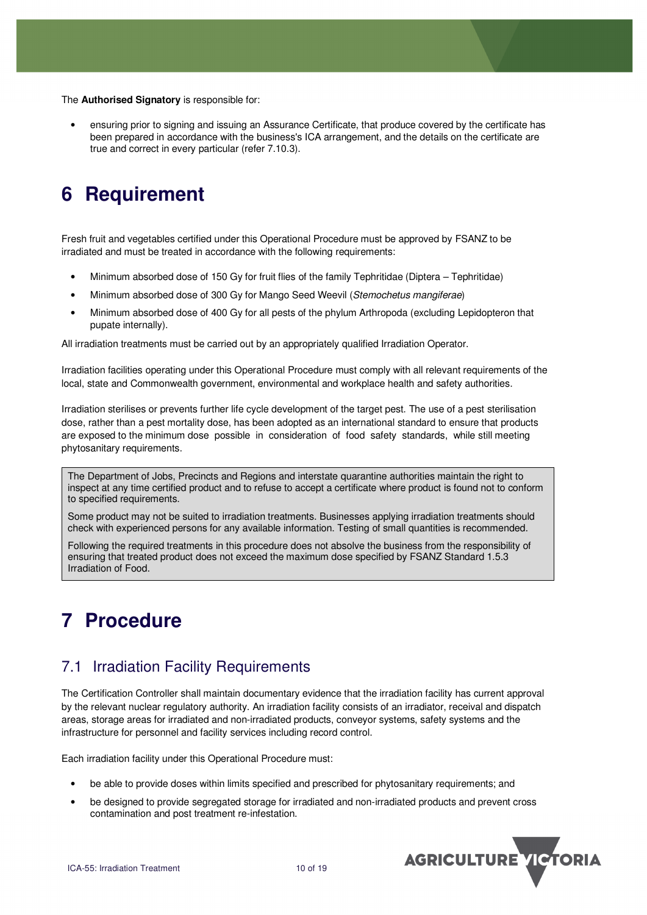The **Authorised Signatory** is responsible for:

- ensuring prior to signing and issuing an Assurance Certificate, that produce covered by the certificate has been prepared in accordance with the business's ICA arrangement, and the details on the certificate are true and correct in every particular (refer 7.10.3).

# 6 Requirement

Fresh fruit and vegetables certified under this Operational Procedure must be approved by FSANZ to be irradiated and must be treated in accordance with the following requirements:

- Minimum absorbed dose of 150 Gy for fruit flies of the family Tephritidae (Diptera – Tephritidae)
- Minimum absorbed dose of 300 Gy for Mango Seed Weevil (*Stemochetus mangiferae*)
- Minimum absorbed dose of 400 Gy for all pests of the phylum Arthropoda (excluding Lepidopteron that pupate internally).

All irradiation treatments must be carried out by an appropriately qualified Irradiation Operator.

Irradiation facilities operating under this Operational Procedure must comply with all relevant requirements of the local, state and Commonwealth government, environmental and workplace health and safety authorities.

Irradiation sterilises or prevents further life cycle development of the target pest. The use of a pest sterilisation dose, rather than a pest mortality dose, has been adopted as an international standard to ensure that products are exposed to the minimum dose possible in consideration of food safety standards, while still meeting phytosanitary requirements.

> The Department of Jobs, Precincts and Regions and interstate quarantine authorities maintain the right to inspect at any time certified product and to refuse to accept a certificate where product is found not to conform to specified requirements.
>
> Some product may not be suited to irradiation treatments. Businesses applying irradiation treatments should check with experienced persons for any available information. Testing of small quantities is recommended.
>
> Following the required treatments in this procedure does not absolve the business from the responsibility of ensuring that treated product does not exceed the maximum dose specified by FSANZ Standard 1.5.3 Irradiation of Food.

# 7 Procedure

## 7.1 Irradiation Facility Requirements

The Certification Controller shall maintain documentary evidence that the irradiation facility has current approval by the relevant nuclear regulatory authority. An irradiation facility consists of an irradiator, receival and dispatch areas, storage areas for irradiated and non-irradiated products, conveyor systems, safety systems and the infrastructure for personnel and facility services including record control.

Each irradiation facility under this Operational Procedure must:

- be able to provide doses within limits specified and prescribed for phytosanitary requirements; and
- be designed to provide segregated storage for irradiated and non-irradiated products and prevent cross contamination and post treatment re-infestation.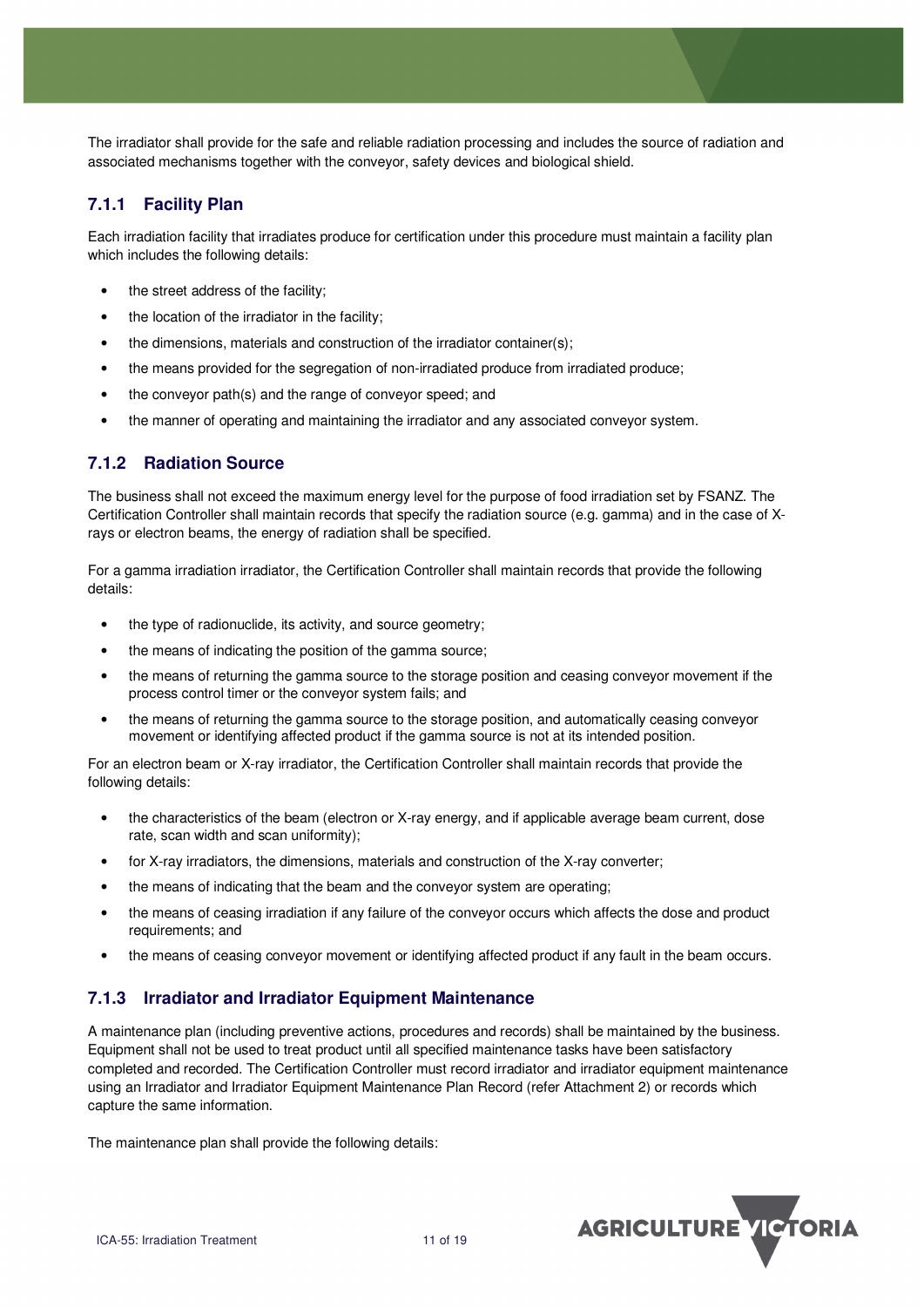The irradiator shall provide for the safe and reliable radiation processing and includes the source of radiation and associated mechanisms together with the conveyor, safety devices and biological shield.

### 7.1.1 Facility Plan

Each irradiation facility that irradiates produce for certification under this procedure must maintain a facility plan which includes the following details:

- the street address of the facility;
- the location of the irradiator in the facility;
- the dimensions, materials and construction of the irradiator container(s);
- the means provided for the segregation of non-irradiated produce from irradiated produce;
- the conveyor path(s) and the range of conveyor speed; and
- the manner of operating and maintaining the irradiator and any associated conveyor system.

### 7.1.2 Radiation Source

The business shall not exceed the maximum energy level for the purpose of food irradiation set by FSANZ. The Certification Controller shall maintain records that specify the radiation source (e.g. gamma) and in the case of X-rays or electron beams, the energy of radiation shall be specified.

For a gamma irradiation irradiator, the Certification Controller shall maintain records that provide the following details:

- the type of radionuclide, its activity, and source geometry;
- the means of indicating the position of the gamma source;
- the means of returning the gamma source to the storage position and ceasing conveyor movement if the process control timer or the conveyor system fails; and
- the means of returning the gamma source to the storage position, and automatically ceasing conveyor movement or identifying affected product if the gamma source is not at its intended position.

For an electron beam or X-ray irradiator, the Certification Controller shall maintain records that provide the following details:

- the characteristics of the beam (electron or X-ray energy, and if applicable average beam current, dose rate, scan width and scan uniformity);
- for X-ray irradiators, the dimensions, materials and construction of the X-ray converter;
- the means of indicating that the beam and the conveyor system are operating;
- the means of ceasing irradiation if any failure of the conveyor occurs which affects the dose and product requirements; and
- the means of ceasing conveyor movement or identifying affected product if any fault in the beam occurs.

### 7.1.3 Irradiator and Irradiator Equipment Maintenance

A maintenance plan (including preventive actions, procedures and records) shall be maintained by the business. Equipment shall not be used to treat product until all specified maintenance tasks have been satisfactory completed and recorded. The Certification Controller must record irradiator and irradiator equipment maintenance using an Irradiator and Irradiator Equipment Maintenance Plan Record (refer Attachment 2) or records which capture the same information.

The maintenance plan shall provide the following details: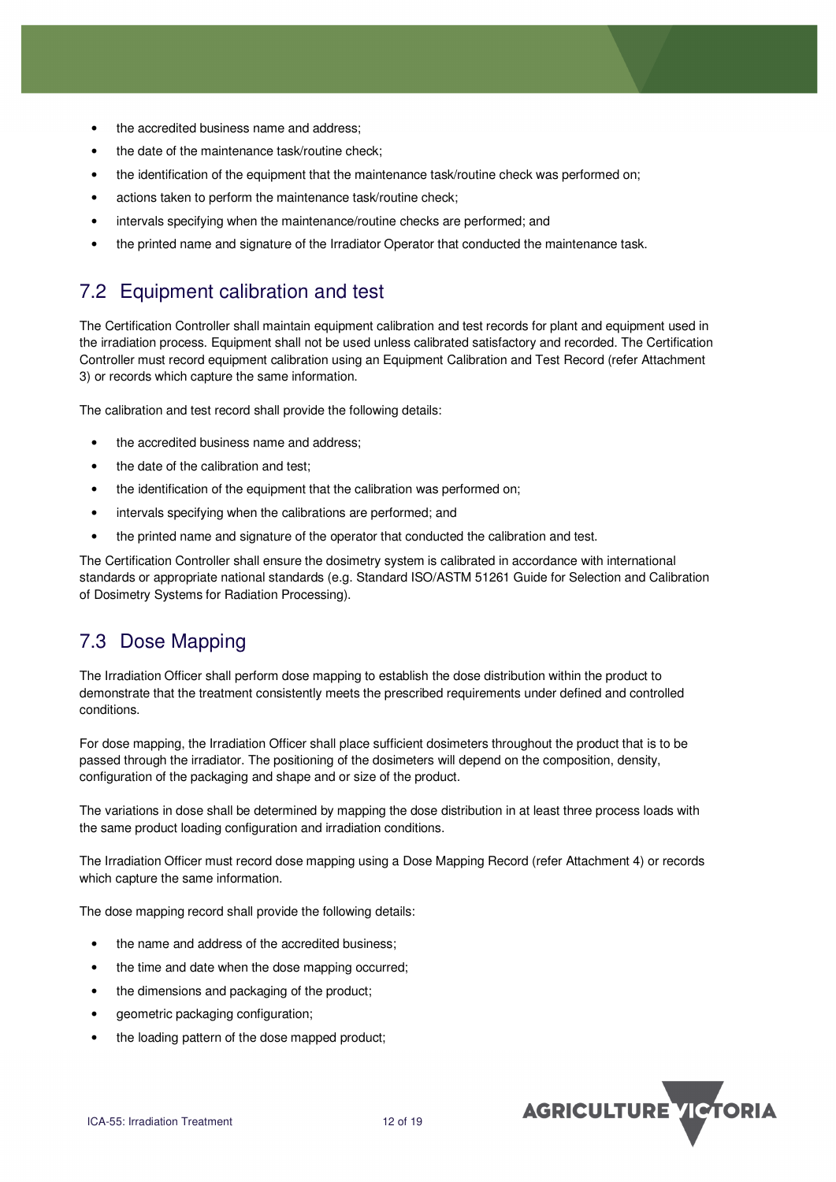- the accredited business name and address;
- the date of the maintenance task/routine check;
- the identification of the equipment that the maintenance task/routine check was performed on;
- actions taken to perform the maintenance task/routine check;
- intervals specifying when the maintenance/routine checks are performed; and
- the printed name and signature of the Irradiator Operator that conducted the maintenance task.

## 7.2 Equipment calibration and test

The Certification Controller shall maintain equipment calibration and test records for plant and equipment used in the irradiation process. Equipment shall not be used unless calibrated satisfactory and recorded. The Certification Controller must record equipment calibration using an Equipment Calibration and Test Record (refer Attachment 3) or records which capture the same information.

The calibration and test record shall provide the following details:

- the accredited business name and address;
- the date of the calibration and test;
- the identification of the equipment that the calibration was performed on;
- intervals specifying when the calibrations are performed; and
- the printed name and signature of the operator that conducted the calibration and test.

The Certification Controller shall ensure the dosimetry system is calibrated in accordance with international standards or appropriate national standards (e.g. Standard ISO/ASTM 51261 Guide for Selection and Calibration of Dosimetry Systems for Radiation Processing).

## 7.3 Dose Mapping

The Irradiation Officer shall perform dose mapping to establish the dose distribution within the product to demonstrate that the treatment consistently meets the prescribed requirements under defined and controlled conditions.

For dose mapping, the Irradiation Officer shall place sufficient dosimeters throughout the product that is to be passed through the irradiator. The positioning of the dosimeters will depend on the composition, density, configuration of the packaging and shape and or size of the product.

The variations in dose shall be determined by mapping the dose distribution in at least three process loads with the same product loading configuration and irradiation conditions.

The Irradiation Officer must record dose mapping using a Dose Mapping Record (refer Attachment 4) or records which capture the same information.

The dose mapping record shall provide the following details:

- the name and address of the accredited business;
- the time and date when the dose mapping occurred;
- the dimensions and packaging of the product;
- geometric packaging configuration;
- the loading pattern of the dose mapped product;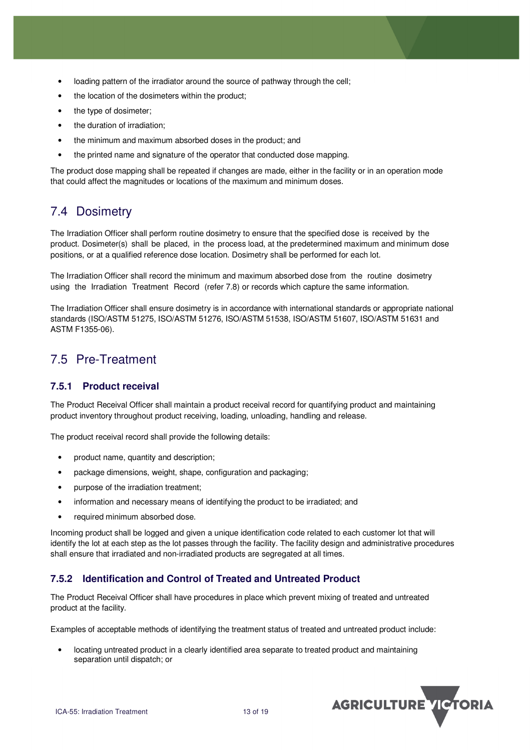- loading pattern of the irradiator around the source of pathway through the cell;
- the location of the dosimeters within the product;
- the type of dosimeter;
- the duration of irradiation;
- the minimum and maximum absorbed doses in the product; and
- the printed name and signature of the operator that conducted dose mapping.

The product dose mapping shall be repeated if changes are made, either in the facility or in an operation mode that could affect the magnitudes or locations of the maximum and minimum doses.

## 7.4 Dosimetry

The Irradiation Officer shall perform routine dosimetry to ensure that the specified dose is received by the product. Dosimeter(s) shall be placed, in the process load, at the predetermined maximum and minimum dose positions, or at a qualified reference dose location. Dosimetry shall be performed for each lot.

The Irradiation Officer shall record the minimum and maximum absorbed dose from the routine dosimetry using the Irradiation Treatment Record (refer 7.8) or records which capture the same information.

The Irradiation Officer shall ensure dosimetry is in accordance with international standards or appropriate national standards (ISO/ASTM 51275, ISO/ASTM 51276, ISO/ASTM 51538, ISO/ASTM 51607, ISO/ASTM 51631 and ASTM F1355-06).

## 7.5 Pre-Treatment

### 7.5.1 Product receival

The Product Receival Officer shall maintain a product receival record for quantifying product and maintaining product inventory throughout product receiving, loading, unloading, handling and release.

The product receival record shall provide the following details:

- product name, quantity and description;
- package dimensions, weight, shape, configuration and packaging;
- purpose of the irradiation treatment;
- information and necessary means of identifying the product to be irradiated; and
- required minimum absorbed dose.

Incoming product shall be logged and given a unique identification code related to each customer lot that will identify the lot at each step as the lot passes through the facility. The facility design and administrative procedures shall ensure that irradiated and non-irradiated products are segregated at all times.

### 7.5.2 Identification and Control of Treated and Untreated Product

The Product Receival Officer shall have procedures in place which prevent mixing of treated and untreated product at the facility.

Examples of acceptable methods of identifying the treatment status of treated and untreated product include:

- locating untreated product in a clearly identified area separate to treated product and maintaining separation until dispatch; or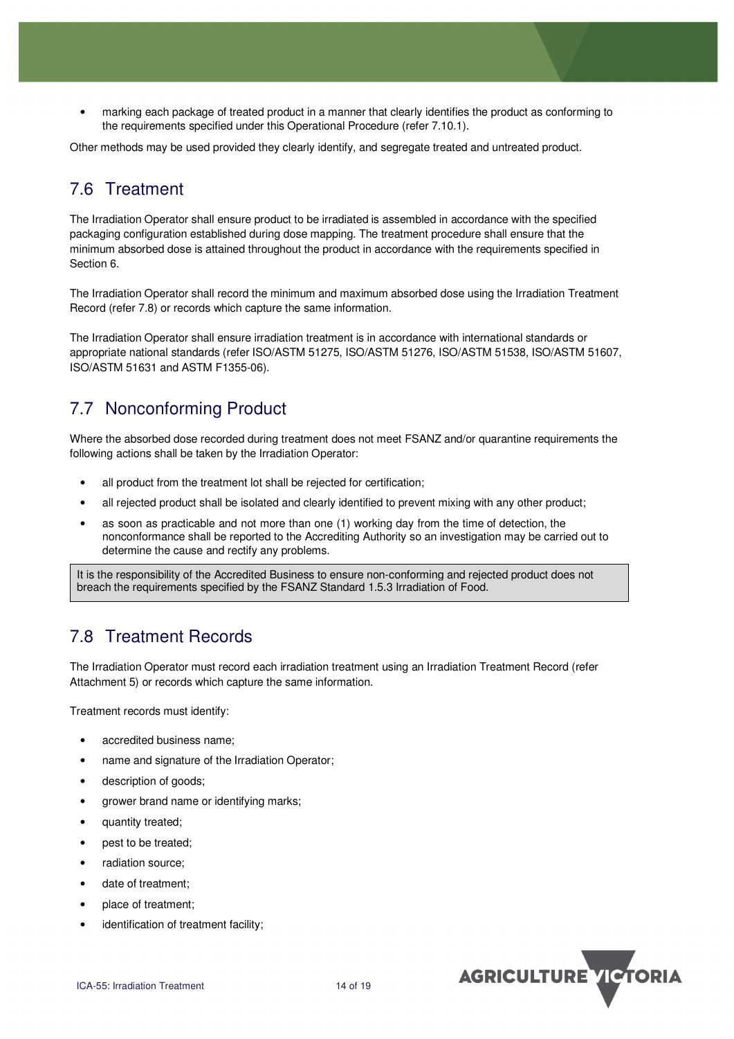- marking each package of treated product in a manner that clearly identifies the product as conforming to the requirements specified under this Operational Procedure (refer 7.10.1).

Other methods may be used provided they clearly identify, and segregate treated and untreated product.

## 7.6 Treatment

The Irradiation Operator shall ensure product to be irradiated is assembled in accordance with the specified packaging configuration established during dose mapping. The treatment procedure shall ensure that the minimum absorbed dose is attained throughout the product in accordance with the requirements specified in Section 6.

The Irradiation Operator shall record the minimum and maximum absorbed dose using the Irradiation Treatment Record (refer 7.8) or records which capture the same information.

The Irradiation Operator shall ensure irradiation treatment is in accordance with international standards or appropriate national standards (refer ISO/ASTM 51275, ISO/ASTM 51276, ISO/ASTM 51538, ISO/ASTM 51607, ISO/ASTM 51631 and ASTM F1355-06).

## 7.7 Nonconforming Product

Where the absorbed dose recorded during treatment does not meet FSANZ and/or quarantine requirements the following actions shall be taken by the Irradiation Operator:

- all product from the treatment lot shall be rejected for certification;
- all rejected product shall be isolated and clearly identified to prevent mixing with any other product;
- as soon as practicable and not more than one (1) working day from the time of detection, the nonconformance shall be reported to the Accrediting Authority so an investigation may be carried out to determine the cause and rectify any problems.

> It is the responsibility of the Accredited Business to ensure non-conforming and rejected product does not breach the requirements specified by the FSANZ Standard 1.5.3 Irradiation of Food.

## 7.8 Treatment Records

The Irradiation Operator must record each irradiation treatment using an Irradiation Treatment Record (refer Attachment 5) or records which capture the same information.

Treatment records must identify:

- accredited business name;
- name and signature of the Irradiation Operator;
- description of goods;
- grower brand name or identifying marks;
- quantity treated;
- pest to be treated;
- radiation source;
- date of treatment;
- place of treatment;
- identification of treatment facility;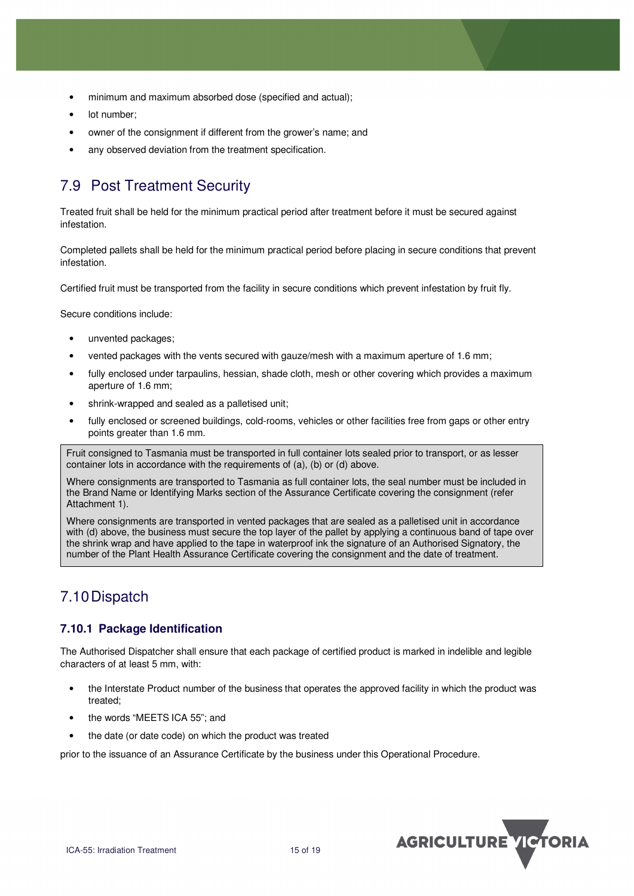- minimum and maximum absorbed dose (specified and actual);
- lot number;
- owner of the consignment if different from the grower's name; and
- any observed deviation from the treatment specification.

## 7.9 Post Treatment Security

Treated fruit shall be held for the minimum practical period after treatment before it must be secured against infestation.

Completed pallets shall be held for the minimum practical period before placing in secure conditions that prevent infestation.

Certified fruit must be transported from the facility in secure conditions which prevent infestation by fruit fly.

Secure conditions include:

- unvented packages;
- vented packages with the vents secured with gauze/mesh with a maximum aperture of 1.6 mm;
- fully enclosed under tarpaulins, hessian, shade cloth, mesh or other covering which provides a maximum aperture of 1.6 mm;
- shrink-wrapped and sealed as a palletised unit;
- fully enclosed or screened buildings, cold-rooms, vehicles or other facilities free from gaps or other entry points greater than 1.6 mm.

> Fruit consigned to Tasmania must be transported in full container lots sealed prior to transport, or as lesser container lots in accordance with the requirements of (a), (b) or (d) above.
>
> Where consignments are transported to Tasmania as full container lots, the seal number must be included in the Brand Name or Identifying Marks section of the Assurance Certificate covering the consignment (refer Attachment 1).
>
> Where consignments are transported in vented packages that are sealed as a palletised unit in accordance with (d) above, the business must secure the top layer of the pallet by applying a continuous band of tape over the shrink wrap and have applied to the tape in waterproof ink the signature of an Authorised Signatory, the number of the Plant Health Assurance Certificate covering the consignment and the date of treatment.

## 7.10 Dispatch

### 7.10.1 Package Identification

The Authorised Dispatcher shall ensure that each package of certified product is marked in indelible and legible characters of at least 5 mm, with:

- the Interstate Product number of the business that operates the approved facility in which the product was treated;
- the words "MEETS ICA 55"; and
- the date (or date code) on which the product was treated

prior to the issuance of an Assurance Certificate by the business under this Operational Procedure.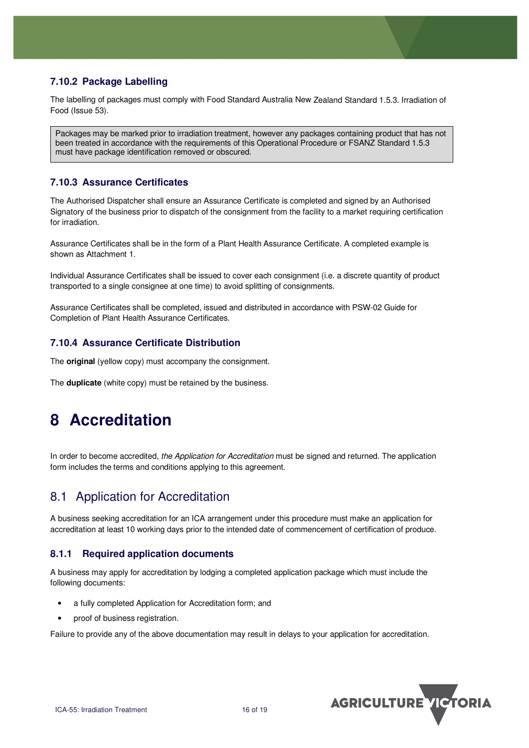### 7.10.2 Package Labelling

The labelling of packages must comply with Food Standard Australia New Zealand Standard 1.5.3. Irradiation of Food (Issue 53).

> Packages may be marked prior to irradiation treatment, however any packages containing product that has not been treated in accordance with the requirements of this Operational Procedure or FSANZ Standard 1.5.3 must have package identification removed or obscured.

### 7.10.3 Assurance Certificates

The Authorised Dispatcher shall ensure an Assurance Certificate is completed and signed by an Authorised Signatory of the business prior to dispatch of the consignment from the facility to a market requiring certification for irradiation.

Assurance Certificates shall be in the form of a Plant Health Assurance Certificate. A completed example is shown as Attachment 1.

Individual Assurance Certificates shall be issued to cover each consignment (i.e. a discrete quantity of product transported to a single consignee at one time) to avoid splitting of consignments.

Assurance Certificates shall be completed, issued and distributed in accordance with PSW-02 Guide for Completion of Plant Health Assurance Certificates.

### 7.10.4 Assurance Certificate Distribution

The **original** (yellow copy) must accompany the consignment.

The **duplicate** (white copy) must be retained by the business.

# 8 Accreditation

In order to become accredited, *the Application for Accreditation* must be signed and returned. The application form includes the terms and conditions applying to this agreement.

## 8.1 Application for Accreditation

A business seeking accreditation for an ICA arrangement under this procedure must make an application for accreditation at least 10 working days prior to the intended date of commencement of certification of produce.

### 8.1.1 Required application documents

A business may apply for accreditation by lodging a completed application package which must include the following documents:

- a fully completed Application for Accreditation form; and
- proof of business registration.

Failure to provide any of the above documentation may result in delays to your application for accreditation.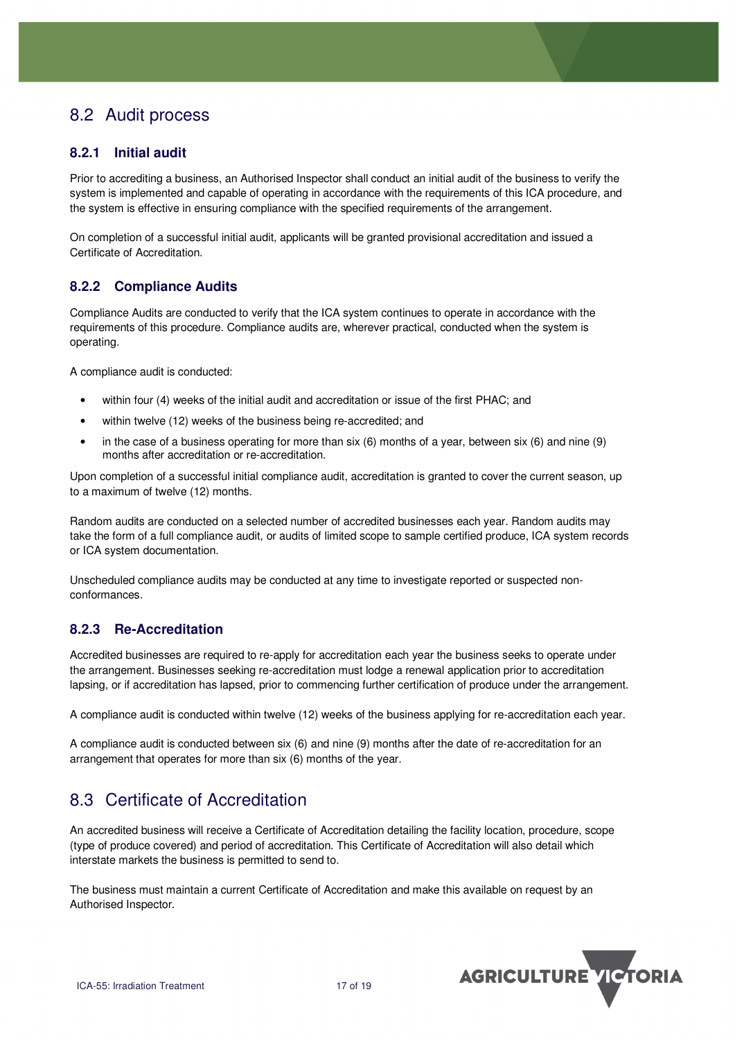## 8.2 Audit process

### 8.2.1 Initial audit

Prior to accrediting a business, an Authorised Inspector shall conduct an initial audit of the business to verify the system is implemented and capable of operating in accordance with the requirements of this ICA procedure, and the system is effective in ensuring compliance with the specified requirements of the arrangement.

On completion of a successful initial audit, applicants will be granted provisional accreditation and issued a Certificate of Accreditation.

### 8.2.2 Compliance Audits

Compliance Audits are conducted to verify that the ICA system continues to operate in accordance with the requirements of this procedure. Compliance audits are, wherever practical, conducted when the system is operating.

A compliance audit is conducted:

- within four (4) weeks of the initial audit and accreditation or issue of the first PHAC; and
- within twelve (12) weeks of the business being re-accredited; and
- in the case of a business operating for more than six (6) months of a year, between six (6) and nine (9) months after accreditation or re-accreditation.

Upon completion of a successful initial compliance audit, accreditation is granted to cover the current season, up to a maximum of twelve (12) months.

Random audits are conducted on a selected number of accredited businesses each year. Random audits may take the form of a full compliance audit, or audits of limited scope to sample certified produce, ICA system records or ICA system documentation.

Unscheduled compliance audits may be conducted at any time to investigate reported or suspected non-conformances.

### 8.2.3 Re-Accreditation

Accredited businesses are required to re-apply for accreditation each year the business seeks to operate under the arrangement. Businesses seeking re-accreditation must lodge a renewal application prior to accreditation lapsing, or if accreditation has lapsed, prior to commencing further certification of produce under the arrangement.

A compliance audit is conducted within twelve (12) weeks of the business applying for re-accreditation each year.

A compliance audit is conducted between six (6) and nine (9) months after the date of re-accreditation for an arrangement that operates for more than six (6) months of the year.

## 8.3 Certificate of Accreditation

An accredited business will receive a Certificate of Accreditation detailing the facility location, procedure, scope (type of produce covered) and period of accreditation. This Certificate of Accreditation will also detail which interstate markets the business is permitted to send to.

The business must maintain a current Certificate of Accreditation and make this available on request by an Authorised Inspector.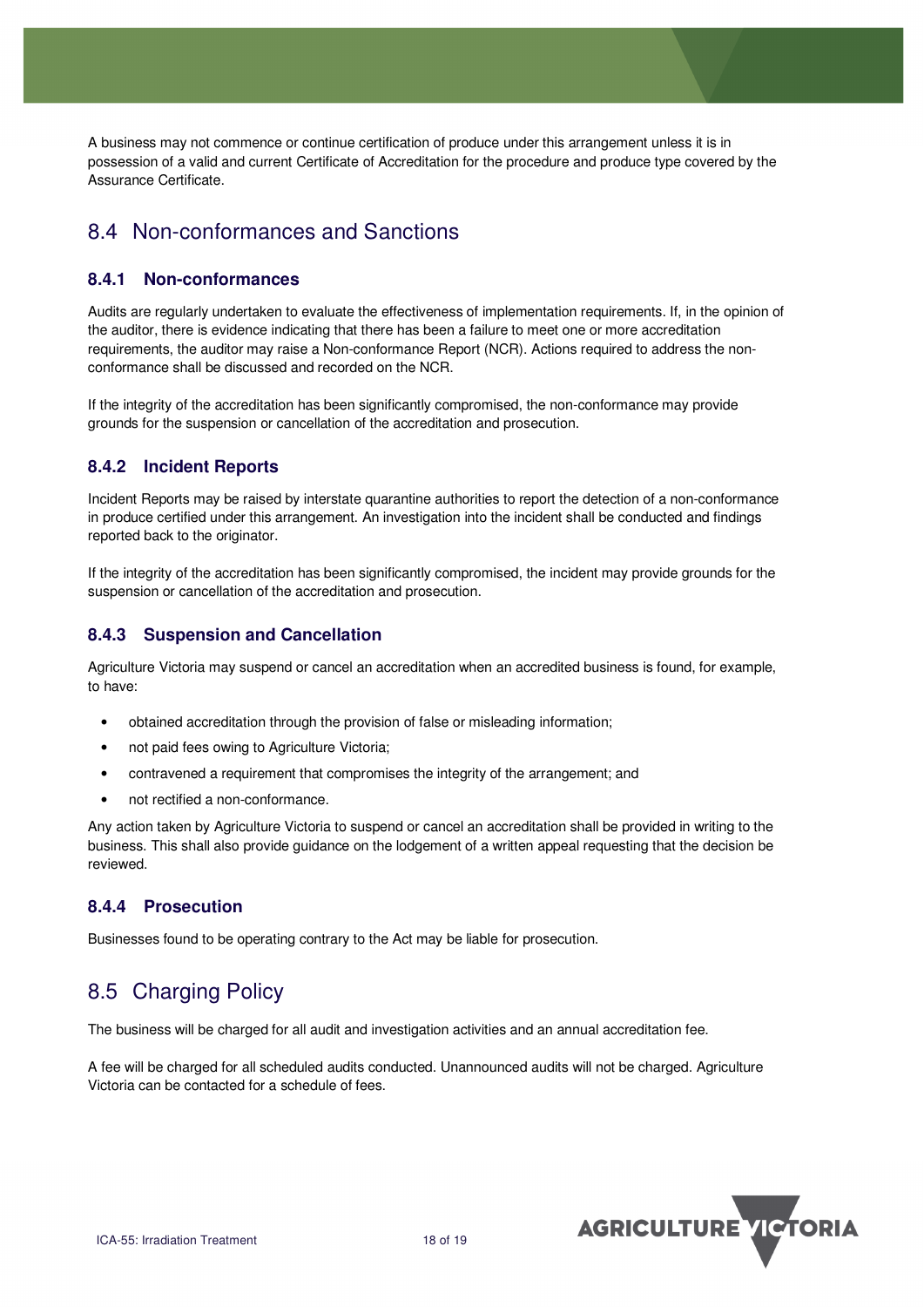A business may not commence or continue certification of produce under this arrangement unless it is in possession of a valid and current Certificate of Accreditation for the procedure and produce type covered by the Assurance Certificate.

## 8.4 Non-conformances and Sanctions

### 8.4.1 Non-conformances

Audits are regularly undertaken to evaluate the effectiveness of implementation requirements. If, in the opinion of the auditor, there is evidence indicating that there has been a failure to meet one or more accreditation requirements, the auditor may raise a Non-conformance Report (NCR). Actions required to address the non-conformance shall be discussed and recorded on the NCR.

If the integrity of the accreditation has been significantly compromised, the non-conformance may provide grounds for the suspension or cancellation of the accreditation and prosecution.

### 8.4.2 Incident Reports

Incident Reports may be raised by interstate quarantine authorities to report the detection of a non-conformance in produce certified under this arrangement. An investigation into the incident shall be conducted and findings reported back to the originator.

If the integrity of the accreditation has been significantly compromised, the incident may provide grounds for the suspension or cancellation of the accreditation and prosecution.

### 8.4.3 Suspension and Cancellation

Agriculture Victoria may suspend or cancel an accreditation when an accredited business is found, for example, to have:

- obtained accreditation through the provision of false or misleading information;
- not paid fees owing to Agriculture Victoria;
- contravened a requirement that compromises the integrity of the arrangement; and
- not rectified a non-conformance.

Any action taken by Agriculture Victoria to suspend or cancel an accreditation shall be provided in writing to the business. This shall also provide guidance on the lodgement of a written appeal requesting that the decision be reviewed.

### 8.4.4 Prosecution

Businesses found to be operating contrary to the Act may be liable for prosecution.

## 8.5 Charging Policy

The business will be charged for all audit and investigation activities and an annual accreditation fee.

A fee will be charged for all scheduled audits conducted. Unannounced audits will not be charged. Agriculture Victoria can be contacted for a schedule of fees.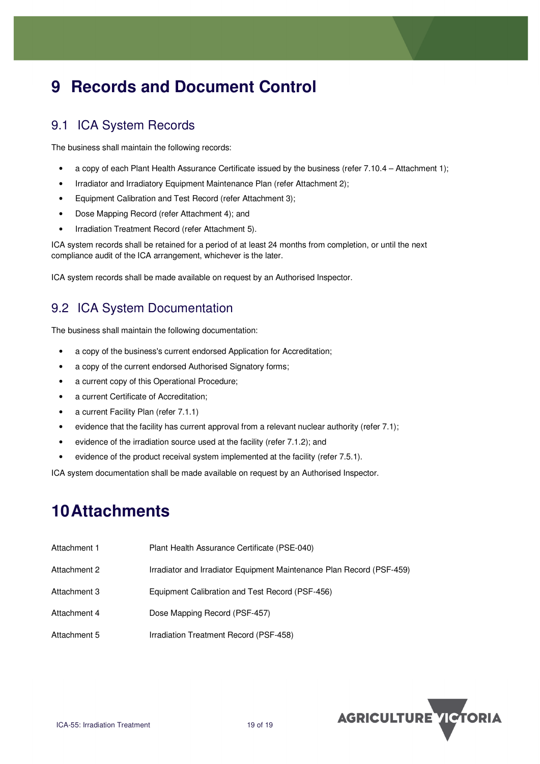# 9 Records and Document Control

## 9.1 ICA System Records

The business shall maintain the following records:

- a copy of each Plant Health Assurance Certificate issued by the business (refer 7.10.4 – Attachment 1);
- Irradiator and Irradiatory Equipment Maintenance Plan (refer Attachment 2);
- Equipment Calibration and Test Record (refer Attachment 3);
- Dose Mapping Record (refer Attachment 4); and
- Irradiation Treatment Record (refer Attachment 5).

ICA system records shall be retained for a period of at least 24 months from completion, or until the next compliance audit of the ICA arrangement, whichever is the later.

ICA system records shall be made available on request by an Authorised Inspector.

## 9.2 ICA System Documentation

The business shall maintain the following documentation:

- a copy of the business's current endorsed Application for Accreditation;
- a copy of the current endorsed Authorised Signatory forms;
- a current copy of this Operational Procedure;
- a current Certificate of Accreditation;
- a current Facility Plan (refer 7.1.1)
- evidence that the facility has current approval from a relevant nuclear authority (refer 7.1);
- evidence of the irradiation source used at the facility (refer 7.1.2); and
- evidence of the product receival system implemented at the facility (refer 7.5.1).

ICA system documentation shall be made available on request by an Authorised Inspector.

# 10 Attachments

| | |
|---|---|
| Attachment 1 | Plant Health Assurance Certificate (PSE-040) |
| Attachment 2 | Irradiator and Irradiator Equipment Maintenance Plan Record (PSF-459) |
| Attachment 3 | Equipment Calibration and Test Record (PSF-456) |
| Attachment 4 | Dose Mapping Record (PSF-457) |
| Attachment 5 | Irradiation Treatment Record (PSF-458) |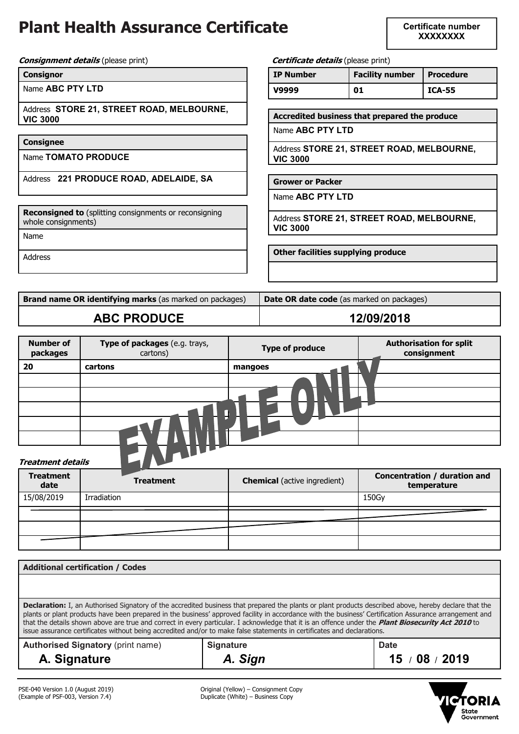# Plant Health Assurance Certificate

**Certificate number**
**XXXXXXXX**

***Consignment details*** (please print)

| **Consignor** |
| --- |
| Name **ABC PTY LTD** |
| Address **STORE 21, STREET ROAD, MELBOURNE, VIC 3000** |

| **Consignee** |
| --- |
| Name **TOMATO PRODUCE** |
| Address **221 PRODUCE ROAD, ADELAIDE, SA** |

| **Reconsigned to** (splitting consignments or reconsigning whole consignments) |
| --- |
| Name |
| Address |

***Certificate details*** (please print)

| IP Number | Facility number | Procedure |
| --- | --- | --- |
| **V9999** | **01** | **ICA-55** |

| **Accredited business that prepared the produce** |
| --- |
| Name **ABC PTY LTD** |
| Address **STORE 21, STREET ROAD, MELBOURNE, VIC 3000** |

| **Grower or Packer** |
| --- |
| Name **ABC PTY LTD** |
| Address **STORE 21, STREET ROAD, MELBOURNE, VIC 3000** |

| **Other facilities supplying produce** |
| --- |
| |

| **Brand name OR identifying marks** (as marked on packages) | **Date OR date code** (as marked on packages) |
| --- | --- |
| **ABC PRODUCE** | **12/09/2018** |

| Number of packages | Type of packages (e.g. trays, cartons) | Type of produce | Authorisation for split consignment |
| --- | --- | --- | --- |
| **20** | **cartons** | **mangoes** | |
| | | | |
| | | | |
| | | | |
| | | | |
| | | | |

EXAMPLE ONLY

***Treatment details***

| Treatment date | Treatment | Chemical (active ingredient) | Concentration / duration and temperature |
| --- | --- | --- | --- |
| 15/08/2019 | Irradiation | | 150Gy |
| | | | |
| | | | |
| | | | |

| **Additional certification / Codes** |
| --- |
| |

**Declaration:** I, an Authorised Signatory of the accredited business that prepared the plants or plant products described above, hereby declare that the plants or plant products have been prepared in the business' approved facility in accordance with the business' Certification Assurance arrangement and that the details shown above are true and correct in every particular. I acknowledge that it is an offence under the ***Plant Biosecurity Act 2010*** to issue assurance certificates without being accredited and/or to make false statements in certificates and declarations.

| Authorised Signatory (print name) | Signature | Date |
| --- | --- | --- |
| **A. Signature** | ***A. Sign*** | **15 / 08 / 2019** |

PSE-040 Version 1.0 (August 2019)
(Example of PSF-003, Version 7.4)

Original (Yellow) – Consignment Copy
Duplicate (White) – Business Copy

VICTORIA State Government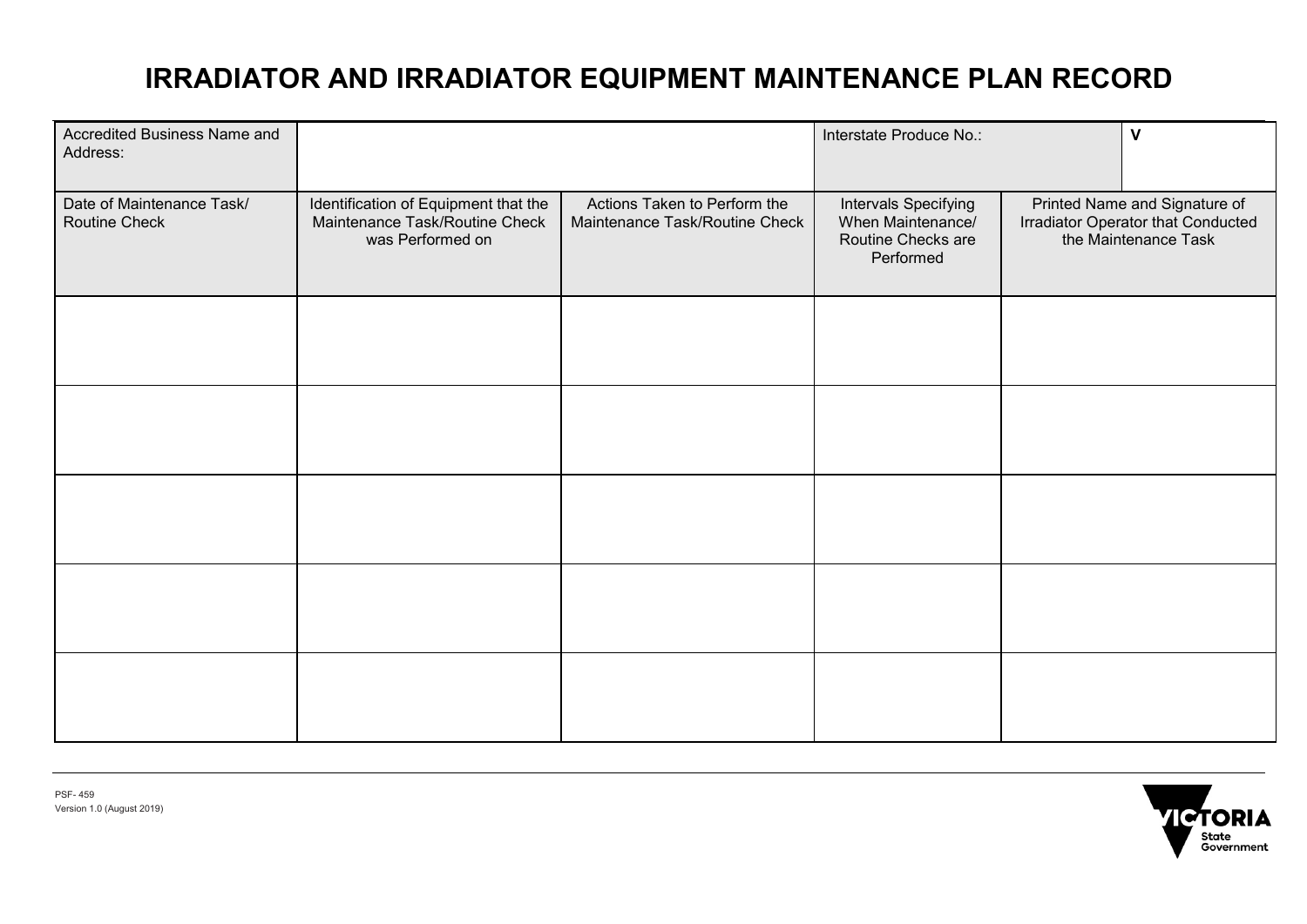# IRRADIATOR AND IRRADIATOR EQUIPMENT MAINTENANCE PLAN RECORD

| Accredited Business Name and Address: | | | Interstate Produce No.: | V |
|---|---|---|---|---|
| Date of Maintenance Task/ Routine Check | Identification of Equipment that the Maintenance Task/Routine Check was Performed on | Actions Taken to Perform the Maintenance Task/Routine Check | Intervals Specifying When Maintenance/ Routine Checks are Performed | Printed Name and Signature of Irradiator Operator that Conducted the Maintenance Task |
| | | | | |
| | | | | |
| | | | | |
| | | | | |
| | | | | |

PSF- 459
Version 1.0 (August 2019)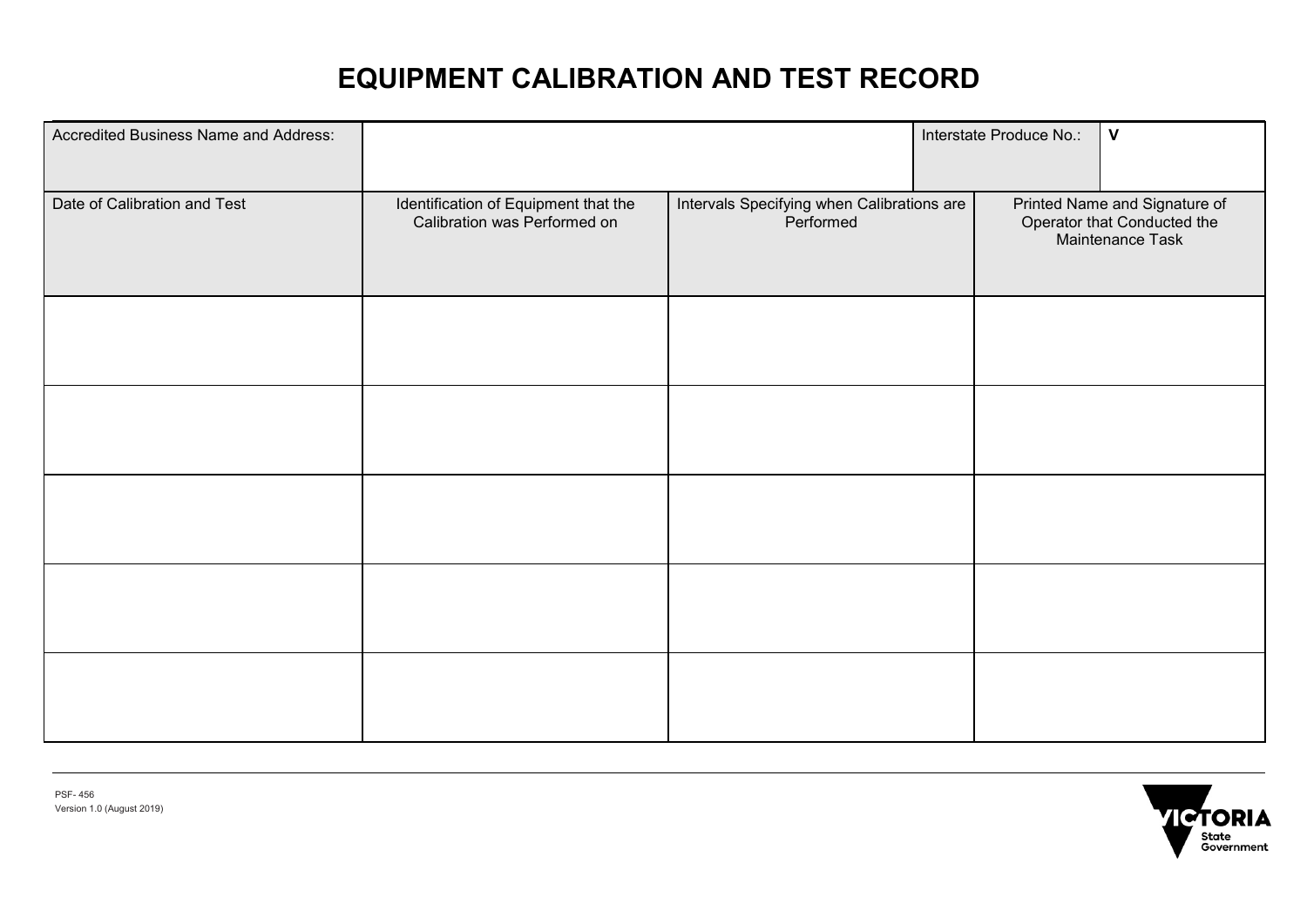# EQUIPMENT CALIBRATION AND TEST RECORD

| Accredited Business Name and Address: | | Interstate Produce No.: | V |
|---|---|---|---|
| **Date of Calibration and Test** | **Identification of Equipment that the Calibration was Performed on** | **Intervals Specifying when Calibrations are Performed** | **Printed Name and Signature of Operator that Conducted the Maintenance Task** |
| | | | |
| | | | |
| | | | |
| | | | |
| | | | |

PSF- 456
Version 1.0 (August 2019)

VICTORIA State Government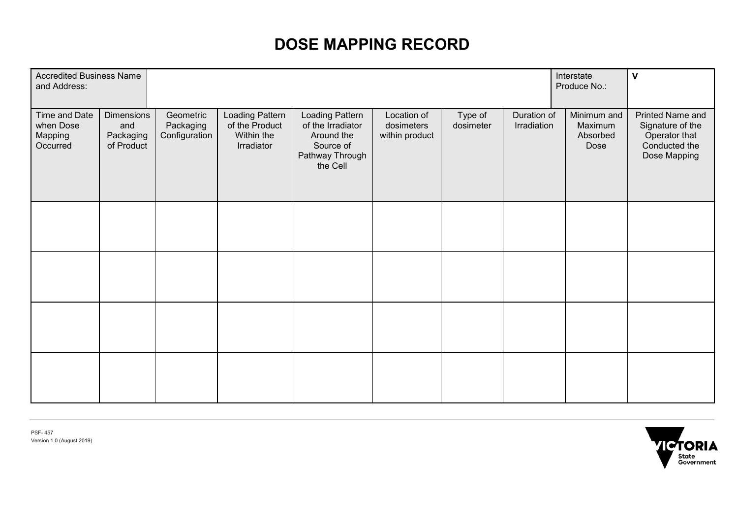# DOSE MAPPING RECORD

| Accredited Business Name and Address: | | | | | | | | Interstate Produce No.: | V |
|---|---|---|---|---|---|---|---|---|---|
| Time and Date when Dose Mapping Occurred | Dimensions and Packaging of Product | Geometric Packaging Configuration | Loading Pattern of the Product Within the Irradiator | Loading Pattern of the Irradiator Around the Source of Pathway Through the Cell | Location of dosimeters within product | Type of dosimeter | Duration of Irradiation | Minimum and Maximum Absorbed Dose | Printed Name and Signature of the Operator that Conducted the Dose Mapping |
| | | | | | | | | | |
| | | | | | | | | | |
| | | | | | | | | | |
| | | | | | | | | | |

PSF- 457
Version 1.0 (August 2019)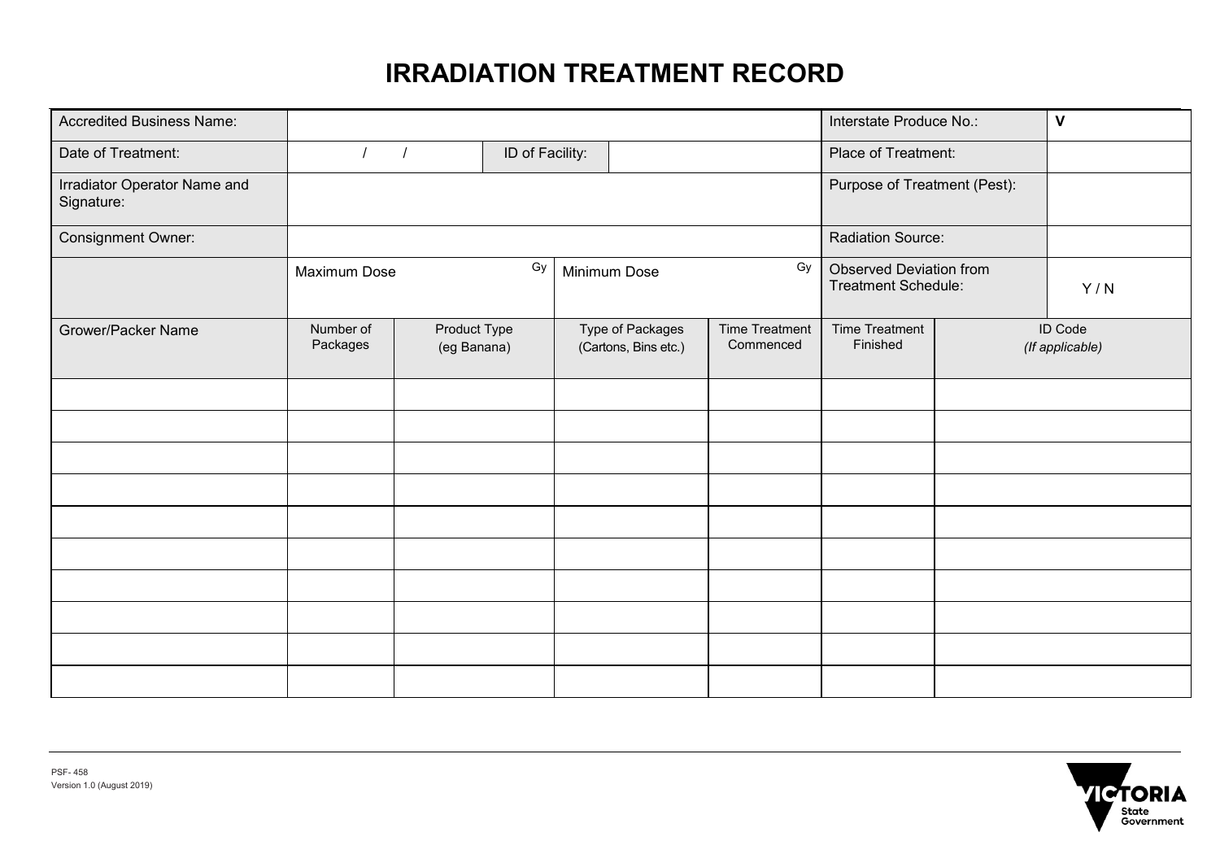# IRRADIATION TREATMENT RECORD

| | | | | | | | | |
|---|---|---|---|---|---|---|---|---|
| Accredited Business Name: | | | | | | Interstate Produce No.: | | V |
| Date of Treatment: | / / | | ID of Facility: | | | Place of Treatment: | | |
| Irradiator Operator Name and Signature: | | | | | | Purpose of Treatment (Pest): | | |
| Consignment Owner: | | | | | | Radiation Source: | | |
| | Maximum Dose Gy | | Minimum Dose Gy | | | Observed Deviation from Treatment Schedule: | | Y / N |
| Grower/Packer Name | Number of Packages | Product Type (eg Banana) | Type of Packages (Cartons, Bins etc.) | | Time Treatment Commenced | Time Treatment Finished | ID Code *(If applicable)* | |
| | | | | | | | | |
| | | | | | | | | |
| | | | | | | | | |
| | | | | | | | | |
| | | | | | | | | |
| | | | | | | | | |
| | | | | | | | | |
| | | | | | | | | |
| | | | | | | | | |
| | | | | | | | | |

PSF- 458
Version 1.0 (August 2019)

VICTORIA State Government